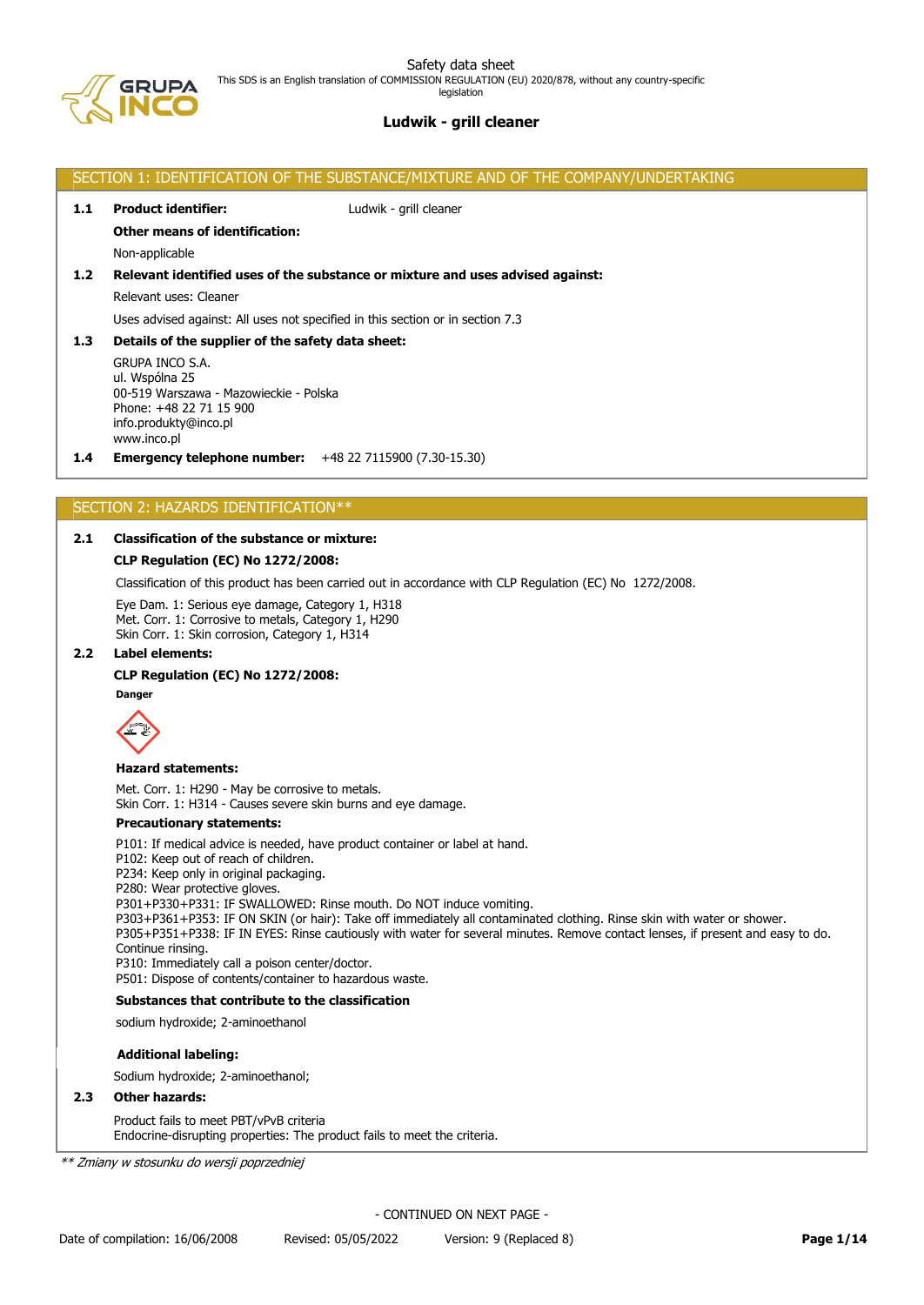Safety data sheet

This SDS is an English translation of COMMISSION REGULATION (EU) 2020/878, without any country-specific legislation

# Ludwik - grill cleaner

## SECTION 1: IDENTIFICATION OF THE SUBSTANCE/MIXTURE AND OF THE COMPANY/UNDERTAKING

**1.1 Product identifier:** Ludwik - grill cleaner

**Other means of identification:**

Non-applicable

**1.2 Relevant identified uses of the substance or mixture and uses advised against:**

Relevant uses: Cleaner

Uses advised against: All uses not specified in this section or in section 7.3

**1.3 Details of the supplier of the safety data sheet:**

GRUPA INCO S.A.
ul. Wspólna 25
00-519 Warszawa - Mazowieckie - Polska
Phone: +48 22 71 15 900
info.produkty@inco.pl
www.inco.pl

**1.4 Emergency telephone number:** +48 22 7115900 (7.30-15.30)

## SECTION 2: HAZARDS IDENTIFICATION**

**2.1 Classification of the substance or mixture:**

**CLP Regulation (EC) No 1272/2008:**

Classification of this product has been carried out in accordance with CLP Regulation (EC) No 1272/2008.

Eye Dam. 1: Serious eye damage, Category 1, H318
Met. Corr. 1: Corrosive to metals, Category 1, H290
Skin Corr. 1: Skin corrosion, Category 1, H314

**2.2 Label elements:**

**CLP Regulation (EC) No 1272/2008:**

**Danger**

**Hazard statements:**

Met. Corr. 1: H290 - May be corrosive to metals.
Skin Corr. 1: H314 - Causes severe skin burns and eye damage.

**Precautionary statements:**

P101: If medical advice is needed, have product container or label at hand.
P102: Keep out of reach of children.
P234: Keep only in original packaging.
P280: Wear protective gloves.
P301+P330+P331: IF SWALLOWED: Rinse mouth. Do NOT induce vomiting.
P303+P361+P353: IF ON SKIN (or hair): Take off immediately all contaminated clothing. Rinse skin with water or shower.
P305+P351+P338: IF IN EYES: Rinse cautiously with water for several minutes. Remove contact lenses, if present and easy to do. Continue rinsing.
P310: Immediately call a poison center/doctor.
P501: Dispose of contents/container to hazardous waste.

**Substances that contribute to the classification**

sodium hydroxide; 2-aminoethanol

**Additional labeling:**

Sodium hydroxide; 2-aminoethanol;

**2.3 Other hazards:**

Product fails to meet PBT/vPvB criteria
Endocrine-disrupting properties: The product fails to meet the criteria.

*** Zmiany w stosunku do wersji poprzedniej*

- CONTINUED ON NEXT PAGE -

Date of compilation: 16/06/2008 Revised: 05/05/2022 Version: 9 (Replaced 8)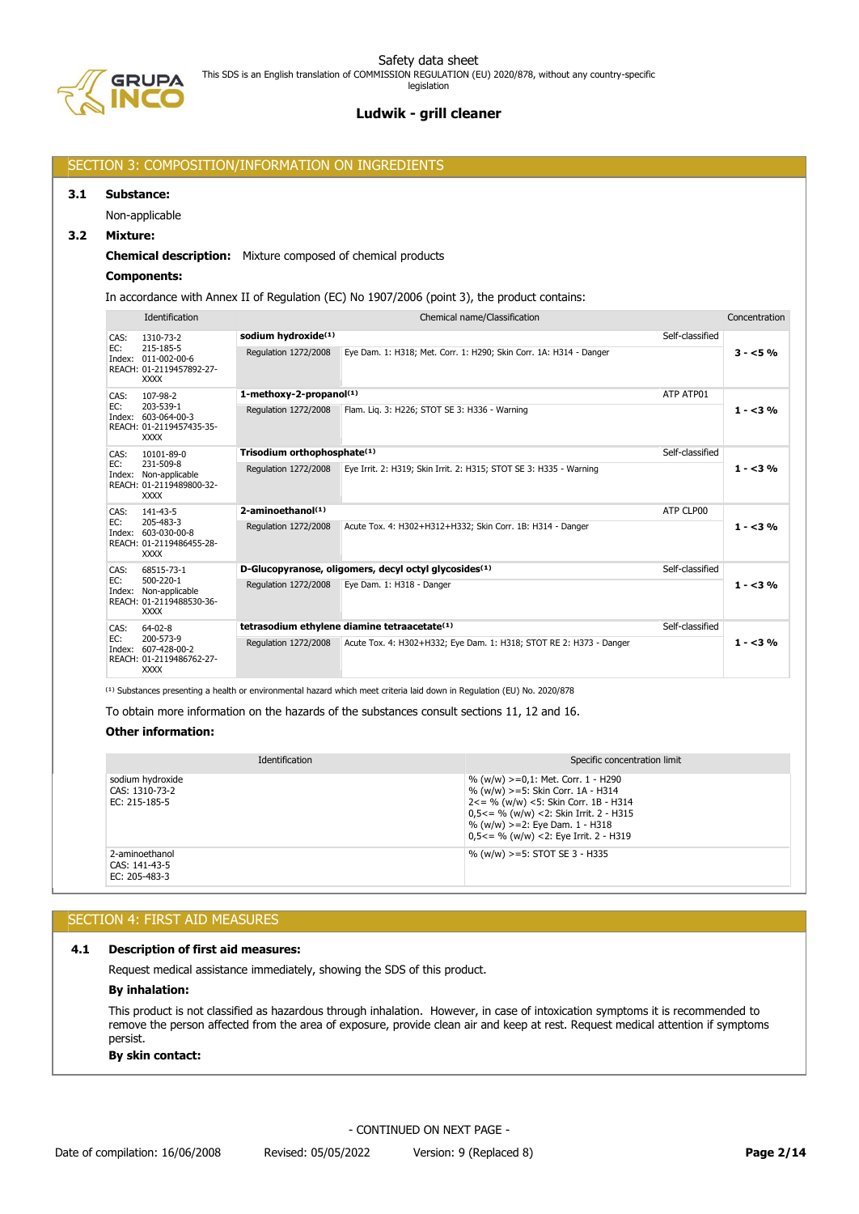## SECTION 3: COMPOSITION/INFORMATION ON INGREDIENTS

### 3.1 Substance:

Non-applicable

### 3.2 Mixture:

**Chemical description:** Mixture composed of chemical products

**Components:**

In accordance with Annex II of Regulation (EC) No 1907/2006 (point 3), the product contains:

| Identification | Chemical name/Classification | | | Concentration |
|---|---|---|---|---|
| CAS: 1310-73-2<br>EC: 215-185-5<br>Index: 011-002-00-6<br>REACH: 01-2119457892-27-XXXX | **sodium hydroxide**[1] | | Self-classified | **3 - <5 %** |
| | Regulation 1272/2008 | Eye Dam. 1: H318; Met. Corr. 1: H290; Skin Corr. 1A: H314 - Danger | | |
| CAS: 107-98-2<br>EC: 203-539-1<br>Index: 603-064-00-3<br>REACH: 01-2119457435-35-XXXX | **1-methoxy-2-propanol**[1] | | ATP ATP01 | **1 - <3 %** |
| | Regulation 1272/2008 | Flam. Liq. 3: H226; STOT SE 3: H336 - Warning | | |
| CAS: 10101-89-0<br>EC: 231-509-8<br>Index: Non-applicable<br>REACH: 01-2119489800-32-XXXX | **Trisodium orthophosphate**[1] | | Self-classified | **1 - <3 %** |
| | Regulation 1272/2008 | Eye Irrit. 2: H319; Skin Irrit. 2: H315; STOT SE 3: H335 - Warning | | |
| CAS: 141-43-5<br>EC: 205-483-3<br>Index: 603-030-00-8<br>REACH: 01-2119486455-28-XXXX | **2-aminoethanol**[1] | | ATP CLP00 | **1 - <3 %** |
| | Regulation 1272/2008 | Acute Tox. 4: H302+H312+H332; Skin Corr. 1B: H314 - Danger | | |
| CAS: 68515-73-1<br>EC: 500-220-1<br>Index: Non-applicable<br>REACH: 01-2119488530-36-XXXX | **D-Glucopyranose, oligomers, decyl octyl glycosides**[1] | | Self-classified | **1 - <3 %** |
| | Regulation 1272/2008 | Eye Dam. 1: H318 - Danger | | |
| CAS: 64-02-8<br>EC: 200-573-9<br>Index: 607-428-00-2<br>REACH: 01-2119486762-27-XXXX | **tetrasodium ethylene diamine tetraacetate**[1] | | Self-classified | **1 - <3 %** |
| | Regulation 1272/2008 | Acute Tox. 4: H302+H332; Eye Dam. 1: H318; STOT RE 2: H373 - Danger | | |

[1] Substances presenting a health or environmental hazard which meet criteria laid down in Regulation (EU) No. 2020/878

To obtain more information on the hazards of the substances consult sections 11, 12 and 16.

**Other information:**

| Identification | Specific concentration limit |
|---|---|
| sodium hydroxide<br>CAS: 1310-73-2<br>EC: 215-185-5 | % (w/w) >=0,1: Met. Corr. 1 - H290<br>% (w/w) >=5: Skin Corr. 1A - H314<br>2<= % (w/w) <5: Skin Corr. 1B - H314<br>0,5<= % (w/w) <2: Skin Irrit. 2 - H315<br>% (w/w) >=2: Eye Dam. 1 - H318<br>0,5<= % (w/w) <2: Eye Irrit. 2 - H319 |
| 2-aminoethanol<br>CAS: 141-43-5<br>EC: 205-483-3 | % (w/w) >=5: STOT SE 3 - H335 |

## SECTION 4: FIRST AID MEASURES

### 4.1 Description of first aid measures:

Request medical assistance immediately, showing the SDS of this product.

**By inhalation:**

This product is not classified as hazardous through inhalation. However, in case of intoxication symptoms it is recommended to remove the person affected from the area of exposure, provide clean air and keep at rest. Request medical attention if symptoms persist.

**By skin contact:**

- CONTINUED ON NEXT PAGE -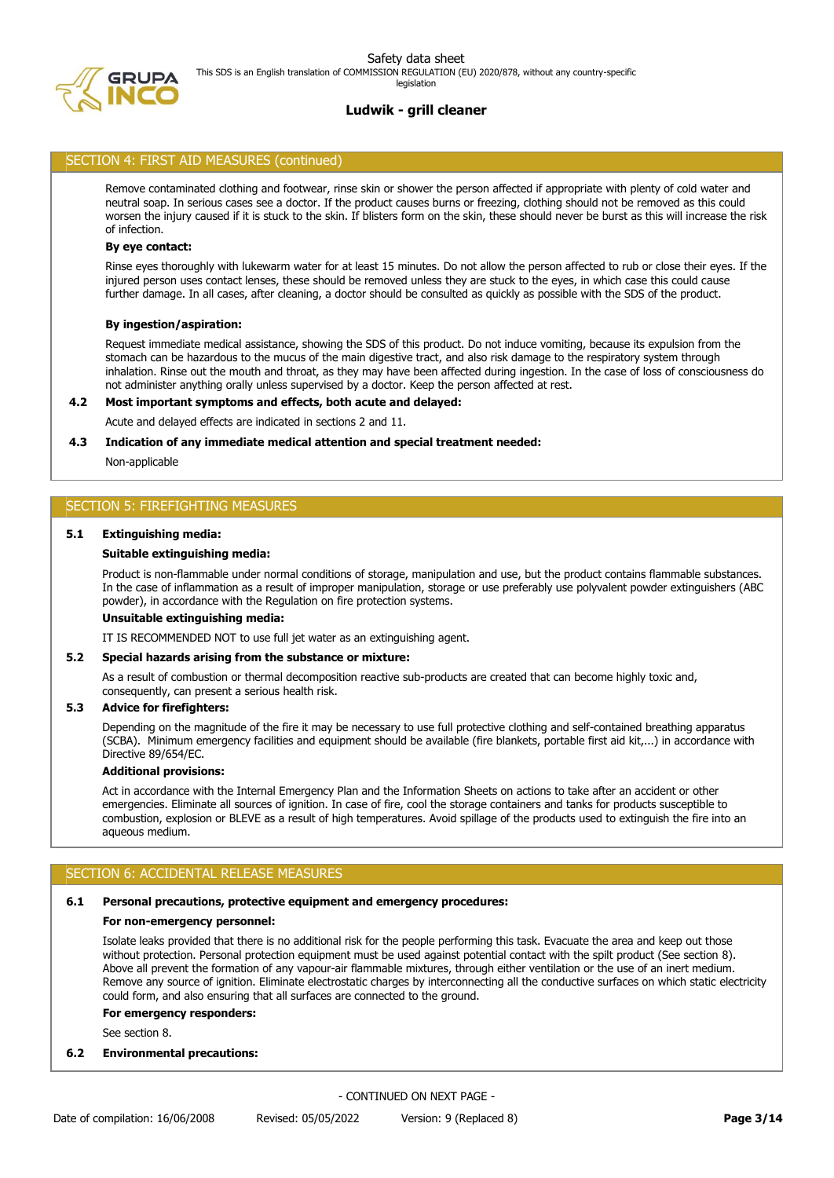## SECTION 4: FIRST AID MEASURES (continued)

Remove contaminated clothing and footwear, rinse skin or shower the person affected if appropriate with plenty of cold water and neutral soap. In serious cases see a doctor. If the product causes burns or freezing, clothing should not be removed as this could worsen the injury caused if it is stuck to the skin. If blisters form on the skin, these should never be burst as this will increase the risk of infection.

**By eye contact:**

Rinse eyes thoroughly with lukewarm water for at least 15 minutes. Do not allow the person affected to rub or close their eyes. If the injured person uses contact lenses, these should be removed unless they are stuck to the eyes, in which case this could cause further damage. In all cases, after cleaning, a doctor should be consulted as quickly as possible with the SDS of the product.

**By ingestion/aspiration:**

Request immediate medical assistance, showing the SDS of this product. Do not induce vomiting, because its expulsion from the stomach can be hazardous to the mucus of the main digestive tract, and also risk damage to the respiratory system through inhalation. Rinse out the mouth and throat, as they may have been affected during ingestion. In the case of loss of consciousness do not administer anything orally unless supervised by a doctor. Keep the person affected at rest.

### 4.2 Most important symptoms and effects, both acute and delayed:

Acute and delayed effects are indicated in sections 2 and 11.

### 4.3 Indication of any immediate medical attention and special treatment needed:

Non-applicable

## SECTION 5: FIREFIGHTING MEASURES

### 5.1 Extinguishing media:

**Suitable extinguishing media:**

Product is non-flammable under normal conditions of storage, manipulation and use, but the product contains flammable substances. In the case of inflammation as a result of improper manipulation, storage or use preferably use polyvalent powder extinguishers (ABC powder), in accordance with the Regulation on fire protection systems.

**Unsuitable extinguishing media:**

IT IS RECOMMENDED NOT to use full jet water as an extinguishing agent.

### 5.2 Special hazards arising from the substance or mixture:

As a result of combustion or thermal decomposition reactive sub-products are created that can become highly toxic and, consequently, can present a serious health risk.

### 5.3 Advice for firefighters:

Depending on the magnitude of the fire it may be necessary to use full protective clothing and self-contained breathing apparatus (SCBA). Minimum emergency facilities and equipment should be available (fire blankets, portable first aid kit,...) in accordance with Directive 89/654/EC.

**Additional provisions:**

Act in accordance with the Internal Emergency Plan and the Information Sheets on actions to take after an accident or other emergencies. Eliminate all sources of ignition. In case of fire, cool the storage containers and tanks for products susceptible to combustion, explosion or BLEVE as a result of high temperatures. Avoid spillage of the products used to extinguish the fire into an aqueous medium.

## SECTION 6: ACCIDENTAL RELEASE MEASURES

### 6.1 Personal precautions, protective equipment and emergency procedures:

**For non-emergency personnel:**

Isolate leaks provided that there is no additional risk for the people performing this task. Evacuate the area and keep out those without protection. Personal protection equipment must be used against potential contact with the spilt product (See section 8). Above all prevent the formation of any vapour-air flammable mixtures, through either ventilation or the use of an inert medium. Remove any source of ignition. Eliminate electrostatic charges by interconnecting all the conductive surfaces on which static electricity could form, and also ensuring that all surfaces are connected to the ground.

**For emergency responders:**

See section 8.

### 6.2 Environmental precautions:

- CONTINUED ON NEXT PAGE -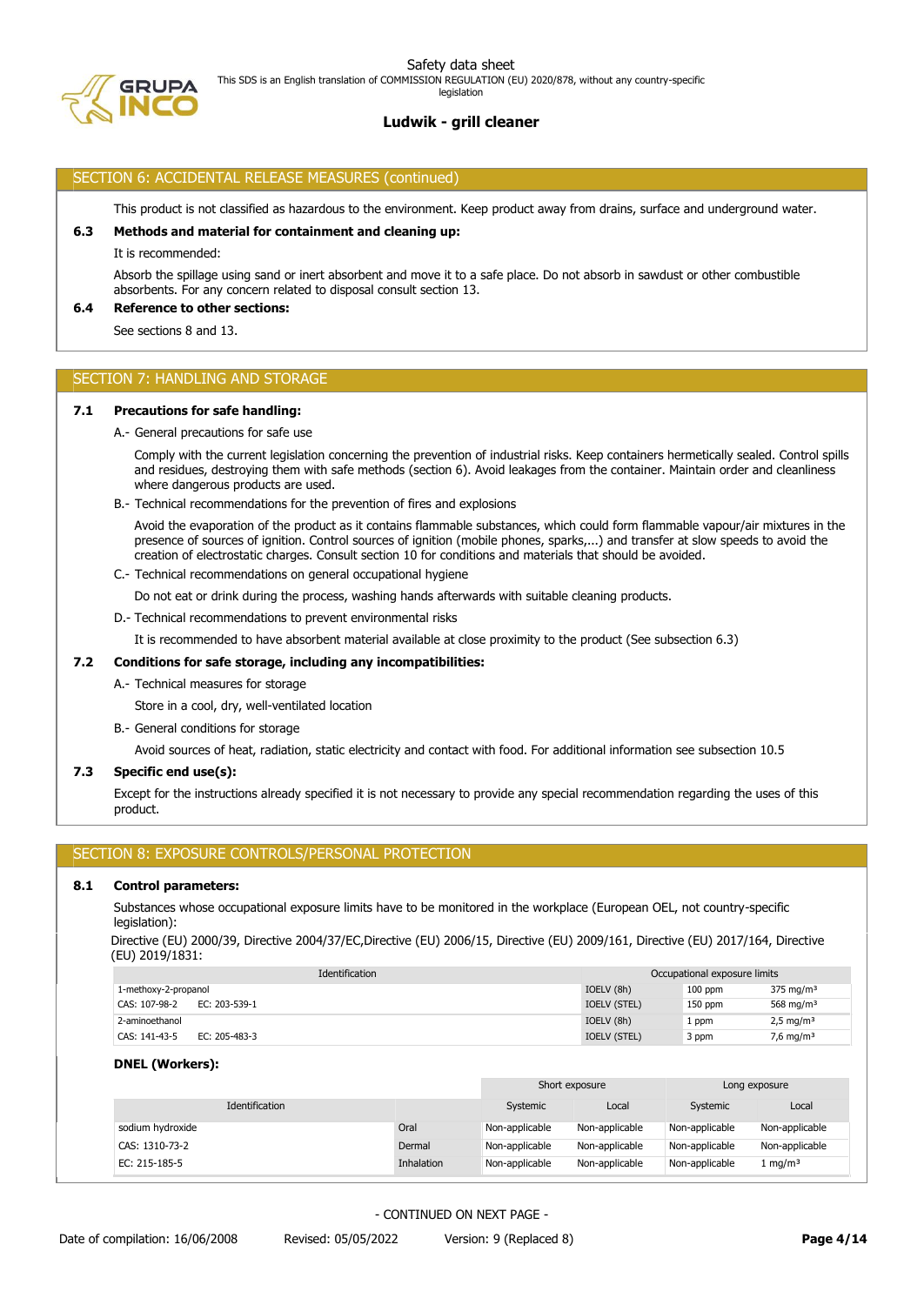## SECTION 6: ACCIDENTAL RELEASE MEASURES (continued)

This product is not classified as hazardous to the environment. Keep product away from drains, surface and underground water.

**6.3 Methods and material for containment and cleaning up:**

It is recommended:

Absorb the spillage using sand or inert absorbent and move it to a safe place. Do not absorb in sawdust or other combustible absorbents. For any concern related to disposal consult section 13.

**6.4 Reference to other sections:**

See sections 8 and 13.

## SECTION 7: HANDLING AND STORAGE

**7.1 Precautions for safe handling:**

A.- General precautions for safe use

Comply with the current legislation concerning the prevention of industrial risks. Keep containers hermetically sealed. Control spills and residues, destroying them with safe methods (section 6). Avoid leakages from the container. Maintain order and cleanliness where dangerous products are used.

B.- Technical recommendations for the prevention of fires and explosions

Avoid the evaporation of the product as it contains flammable substances, which could form flammable vapour/air mixtures in the presence of sources of ignition. Control sources of ignition (mobile phones, sparks,...) and transfer at slow speeds to avoid the creation of electrostatic charges. Consult section 10 for conditions and materials that should be avoided.

C.- Technical recommendations on general occupational hygiene

Do not eat or drink during the process, washing hands afterwards with suitable cleaning products.

D.- Technical recommendations to prevent environmental risks

It is recommended to have absorbent material available at close proximity to the product (See subsection 6.3)

**7.2 Conditions for safe storage, including any incompatibilities:**

A.- Technical measures for storage

Store in a cool, dry, well-ventilated location

B.- General conditions for storage

Avoid sources of heat, radiation, static electricity and contact with food. For additional information see subsection 10.5

**7.3 Specific end use(s):**

Except for the instructions already specified it is not necessary to provide any special recommendation regarding the uses of this product.

## SECTION 8: EXPOSURE CONTROLS/PERSONAL PROTECTION

**8.1 Control parameters:**

Substances whose occupational exposure limits have to be monitored in the workplace (European OEL, not country-specific legislation):

Directive (EU) 2000/39, Directive 2004/37/EC,Directive (EU) 2006/15, Directive (EU) 2009/161, Directive (EU) 2017/164, Directive (EU) 2019/1831:

| Identification | | Occupational exposure limits | | |
|---|---|---|---|---|
| 1-methoxy-2-propanol | | IOELV (8h) | 100 ppm | 375 mg/m³ |
| CAS: 107-98-2 | EC: 203-539-1 | IOELV (STEL) | 150 ppm | 568 mg/m³ |
| 2-aminoethanol | | IOELV (8h) | 1 ppm | 2,5 mg/m³ |
| CAS: 141-43-5 | EC: 205-483-3 | IOELV (STEL) | 3 ppm | 7,6 mg/m³ |

**DNEL (Workers):**

| | | Short exposure | | Long exposure | |
|---|---|---|---|---|---|
| Identification | | Systemic | Local | Systemic | Local |
| sodium hydroxide | Oral | Non-applicable | Non-applicable | Non-applicable | Non-applicable |
| CAS: 1310-73-2 | Dermal | Non-applicable | Non-applicable | Non-applicable | Non-applicable |
| EC: 215-185-5 | Inhalation | Non-applicable | Non-applicable | Non-applicable | 1 mg/m³ |

- CONTINUED ON NEXT PAGE -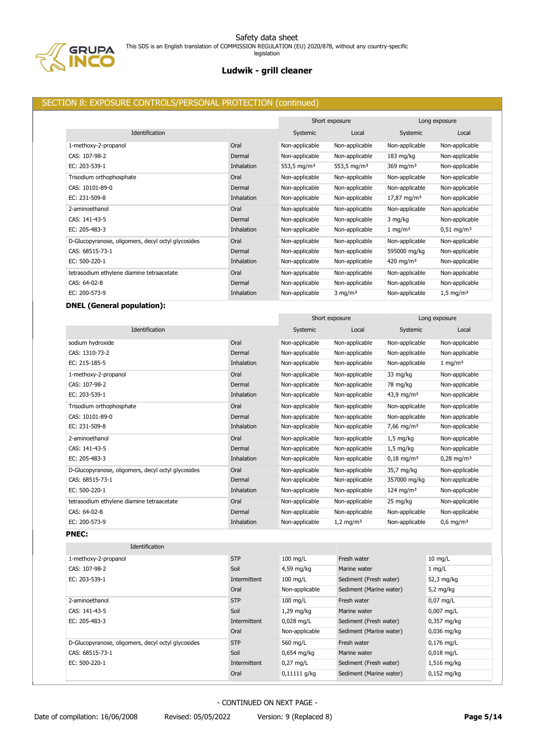## SECTION 8: EXPOSURE CONTROLS/PERSONAL PROTECTION (continued)

| Identification | | Short exposure | | Long exposure | |
|---|---|---|---|---|---|
| | | Systemic | Local | Systemic | Local |
| 1-methoxy-2-propanol | Oral | Non-applicable | Non-applicable | Non-applicable | Non-applicable |
| CAS: 107-98-2 | Dermal | Non-applicable | Non-applicable | 183 mg/kg | Non-applicable |
| EC: 203-539-1 | Inhalation | 553,5 mg/m³ | 553,5 mg/m³ | 369 mg/m³ | Non-applicable |
| Trisodium orthophosphate | Oral | Non-applicable | Non-applicable | Non-applicable | Non-applicable |
| CAS: 10101-89-0 | Dermal | Non-applicable | Non-applicable | Non-applicable | Non-applicable |
| EC: 231-509-8 | Inhalation | Non-applicable | Non-applicable | 17,87 mg/m³ | Non-applicable |
| 2-aminoethanol | Oral | Non-applicable | Non-applicable | Non-applicable | Non-applicable |
| CAS: 141-43-5 | Dermal | Non-applicable | Non-applicable | 3 mg/kg | Non-applicable |
| EC: 205-483-3 | Inhalation | Non-applicable | Non-applicable | 1 mg/m³ | 0,51 mg/m³ |
| D-Glucopyranose, oligomers, decyl octyl glycosides | Oral | Non-applicable | Non-applicable | Non-applicable | Non-applicable |
| CAS: 68515-73-1 | Dermal | Non-applicable | Non-applicable | 595000 mg/kg | Non-applicable |
| EC: 500-220-1 | Inhalation | Non-applicable | Non-applicable | 420 mg/m³ | Non-applicable |
| tetrasodium ethylene diamine tetraacetate | Oral | Non-applicable | Non-applicable | Non-applicable | Non-applicable |
| CAS: 64-02-8 | Dermal | Non-applicable | Non-applicable | Non-applicable | Non-applicable |
| EC: 200-573-9 | Inhalation | Non-applicable | 3 mg/m³ | Non-applicable | 1,5 mg/m³ |

**DNEL (General population):**

| Identification | | Short exposure | | Long exposure | |
|---|---|---|---|---|---|
| | | Systemic | Local | Systemic | Local |
| sodium hydroxide | Oral | Non-applicable | Non-applicable | Non-applicable | Non-applicable |
| CAS: 1310-73-2 | Dermal | Non-applicable | Non-applicable | Non-applicable | Non-applicable |
| EC: 215-185-5 | Inhalation | Non-applicable | Non-applicable | Non-applicable | 1 mg/m³ |
| 1-methoxy-2-propanol | Oral | Non-applicable | Non-applicable | 33 mg/kg | Non-applicable |
| CAS: 107-98-2 | Dermal | Non-applicable | Non-applicable | 78 mg/kg | Non-applicable |
| EC: 203-539-1 | Inhalation | Non-applicable | Non-applicable | 43,9 mg/m³ | Non-applicable |
| Trisodium orthophosphate | Oral | Non-applicable | Non-applicable | Non-applicable | Non-applicable |
| CAS: 10101-89-0 | Dermal | Non-applicable | Non-applicable | Non-applicable | Non-applicable |
| EC: 231-509-8 | Inhalation | Non-applicable | Non-applicable | 7,66 mg/m³ | Non-applicable |
| 2-aminoethanol | Oral | Non-applicable | Non-applicable | 1,5 mg/kg | Non-applicable |
| CAS: 141-43-5 | Dermal | Non-applicable | Non-applicable | 1,5 mg/kg | Non-applicable |
| EC: 205-483-3 | Inhalation | Non-applicable | Non-applicable | 0,18 mg/m³ | 0,28 mg/m³ |
| D-Glucopyranose, oligomers, decyl octyl glycosides | Oral | Non-applicable | Non-applicable | 35,7 mg/kg | Non-applicable |
| CAS: 68515-73-1 | Dermal | Non-applicable | Non-applicable | 357000 mg/kg | Non-applicable |
| EC: 500-220-1 | Inhalation | Non-applicable | Non-applicable | 124 mg/m³ | Non-applicable |
| tetrasodium ethylene diamine tetraacetate | Oral | Non-applicable | Non-applicable | 25 mg/kg | Non-applicable |
| CAS: 64-02-8 | Dermal | Non-applicable | Non-applicable | Non-applicable | Non-applicable |
| EC: 200-573-9 | Inhalation | Non-applicable | 1,2 mg/m³ | Non-applicable | 0,6 mg/m³ |

**PNEC:**

| Identification | | | | |
|---|---|---|---|---|
| 1-methoxy-2-propanol | STP | 100 mg/L | Fresh water | 10 mg/L |
| CAS: 107-98-2 | Soil | 4,59 mg/kg | Marine water | 1 mg/L |
| EC: 203-539-1 | Intermittent | 100 mg/L | Sediment (Fresh water) | 52,3 mg/kg |
| | Oral | Non-applicable | Sediment (Marine water) | 5,2 mg/kg |
| 2-aminoethanol | STP | 100 mg/L | Fresh water | 0,07 mg/L |
| CAS: 141-43-5 | Soil | 1,29 mg/kg | Marine water | 0,007 mg/L |
| EC: 205-483-3 | Intermittent | 0,028 mg/L | Sediment (Fresh water) | 0,357 mg/kg |
| | Oral | Non-applicable | Sediment (Marine water) | 0,036 mg/kg |
| D-Glucopyranose, oligomers, decyl octyl glycosides | STP | 560 mg/L | Fresh water | 0,176 mg/L |
| CAS: 68515-73-1 | Soil | 0,654 mg/kg | Marine water | 0,018 mg/L |
| EC: 500-220-1 | Intermittent | 0,27 mg/L | Sediment (Fresh water) | 1,516 mg/kg |
| | Oral | 0,11111 g/kg | Sediment (Marine water) | 0,152 mg/kg |

- CONTINUED ON NEXT PAGE -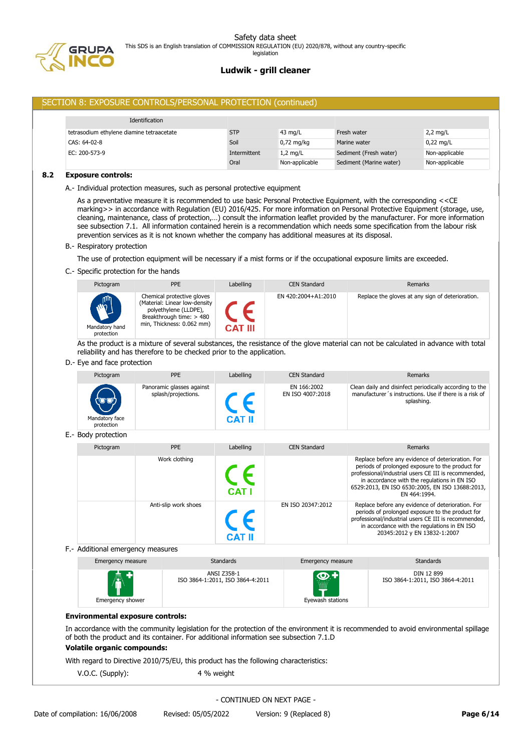## SECTION 8: EXPOSURE CONTROLS/PERSONAL PROTECTION (continued)

| Identification | | | | |
|---|---|---|---|---|
| tetrasodium ethylene diamine tetraacetate | STP | 43 mg/L | Fresh water | 2,2 mg/L |
| CAS: 64-02-8 | Soil | 0,72 mg/kg | Marine water | 0,22 mg/L |
| EC: 200-573-9 | Intermittent | 1,2 mg/L | Sediment (Fresh water) | Non-applicable |
| | Oral | Non-applicable | Sediment (Marine water) | Non-applicable |

### 8.2 Exposure controls:

A.- Individual protection measures, such as personal protective equipment

As a preventative measure it is recommended to use basic Personal Protective Equipment, with the corresponding <<CE marking>> in accordance with Regulation (EU) 2016/425. For more information on Personal Protective Equipment (storage, use, cleaning, maintenance, class of protection,…) consult the information leaflet provided by the manufacturer. For more information see subsection 7.1. All information contained herein is a recommendation which needs some specification from the labour risk prevention services as it is not known whether the company has additional measures at its disposal.

B.- Respiratory protection

The use of protection equipment will be necessary if a mist forms or if the occupational exposure limits are exceeded.

C.- Specific protection for the hands

| Pictogram | PPE | Labelling | CEN Standard | Remarks |
|---|---|---|---|---|
| Mandatory hand protection | Chemical protective gloves (Material: Linear low-density polyethylene (LLDPE), Breakthrough time: > 480 min, Thickness: 0.062 mm) | CE CAT III | EN 420:2004+A1:2010 | Replace the gloves at any sign of deterioration. |

As the product is a mixture of several substances, the resistance of the glove material can not be calculated in advance with total reliability and has therefore to be checked prior to the application.

D.- Eye and face protection

| Pictogram | PPE | Labelling | CEN Standard | Remarks |
|---|---|---|---|---|
| Mandatory face protection | Panoramic glasses against splash/projections. | CE CAT II | EN 166:2002<br>EN ISO 4007:2018 | Clean daily and disinfect periodically according to the manufacturer´s instructions. Use if there is a risk of splashing. |

E.- Body protection

| Pictogram | PPE | Labelling | CEN Standard | Remarks |
|---|---|---|---|---|
| | Work clothing | CE CAT I | | Replace before any evidence of deterioration. For periods of prolonged exposure to the product for professional/industrial users CE III is recommended, in accordance with the regulations in EN ISO 6529:2013, EN ISO 6530:2005, EN ISO 13688:2013, EN 464:1994. |
| | Anti-slip work shoes | CE CAT II | EN ISO 20347:2012 | Replace before any evidence of deterioration. For periods of prolonged exposure to the product for professional/industrial users CE III is recommended, in accordance with the regulations in EN ISO 20345:2012 y EN 13832-1:2007 |

F.- Additional emergency measures

| Emergency measure | Standards | Emergency measure | Standards |
|---|---|---|---|
| Emergency shower | ANSI Z358-1<br>ISO 3864-1:2011, ISO 3864-4:2011 | Eyewash stations | DIN 12 899<br>ISO 3864-1:2011, ISO 3864-4:2011 |

**Environmental exposure controls:**

In accordance with the community legislation for the protection of the environment it is recommended to avoid environmental spillage of both the product and its container. For additional information see subsection 7.1.D

**Volatile organic compounds:**

With regard to Directive 2010/75/EU, this product has the following characteristics:

V.O.C. (Supply): 4 % weight

- CONTINUED ON NEXT PAGE -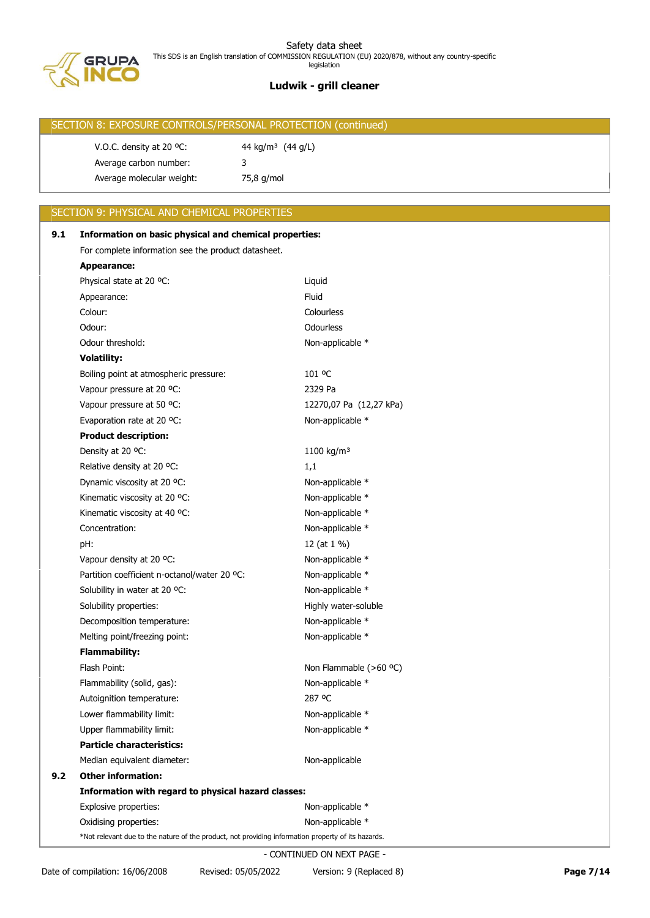## SECTION 8: EXPOSURE CONTROLS/PERSONAL PROTECTION (continued)

| | |
|---|---|
| V.O.C. density at 20 ºC: | 44 kg/m³ (44 g/L) |
| Average carbon number: | 3 |
| Average molecular weight: | 75,8 g/mol |

## SECTION 9: PHYSICAL AND CHEMICAL PROPERTIES

**9.1 Information on basic physical and chemical properties:**

For complete information see the product datasheet.

**Appearance:**

| | |
|---|---|
| Physical state at 20 ºC: | Liquid |
| Appearance: | Fluid |
| Colour: | Colourless |
| Odour: | Odourless |
| Odour threshold: | Non-applicable * |

**Volatility:**

| | |
|---|---|
| Boiling point at atmospheric pressure: | 101 ºC |
| Vapour pressure at 20 ºC: | 2329 Pa |
| Vapour pressure at 50 ºC: | 12270,07 Pa (12,27 kPa) |
| Evaporation rate at 20 ºC: | Non-applicable * |

**Product description:**

| | |
|---|---|
| Density at 20 ºC: | 1100 kg/m³ |
| Relative density at 20 ºC: | 1,1 |
| Dynamic viscosity at 20 ºC: | Non-applicable * |
| Kinematic viscosity at 20 ºC: | Non-applicable * |
| Kinematic viscosity at 40 ºC: | Non-applicable * |
| Concentration: | Non-applicable * |
| pH: | 12 (at 1 %) |
| Vapour density at 20 ºC: | Non-applicable * |
| Partition coefficient n-octanol/water 20 ºC: | Non-applicable * |
| Solubility in water at 20 ºC: | Non-applicable * |
| Solubility properties: | Highly water-soluble |
| Decomposition temperature: | Non-applicable * |
| Melting point/freezing point: | Non-applicable * |

**Flammability:**

| | |
|---|---|
| Flash Point: | Non Flammable (>60 ºC) |
| Flammability (solid, gas): | Non-applicable * |
| Autoignition temperature: | 287 ºC |
| Lower flammability limit: | Non-applicable * |
| Upper flammability limit: | Non-applicable * |

**Particle characteristics:**

| | |
|---|---|
| Median equivalent diameter: | Non-applicable |

**9.2 Other information:**

**Information with regard to physical hazard classes:**

| | |
|---|---|
| Explosive properties: | Non-applicable * |
| Oxidising properties: | Non-applicable * |

*Not relevant due to the nature of the product, not providing information property of its hazards.

- CONTINUED ON NEXT PAGE -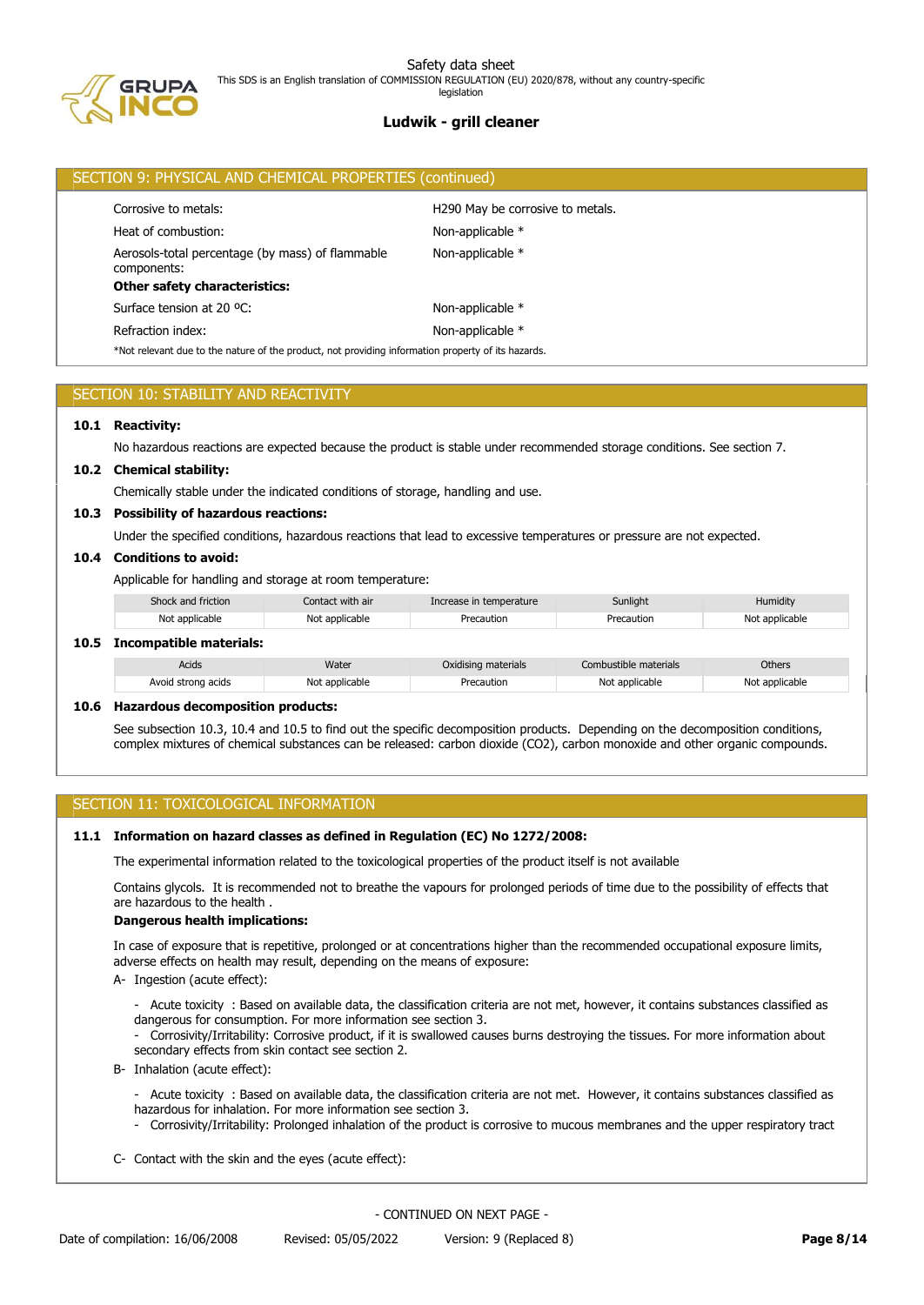## SECTION 9: PHYSICAL AND CHEMICAL PROPERTIES (continued)

| | |
|---|---|
| Corrosive to metals: | H290 May be corrosive to metals. |
| Heat of combustion: | Non-applicable * |
| Aerosols-total percentage (by mass) of flammable components: | Non-applicable * |

**Other safety characteristics:**

| | |
|---|---|
| Surface tension at 20 ºC: | Non-applicable * |
| Refraction index: | Non-applicable * |

*Not relevant due to the nature of the product, not providing information property of its hazards.

## SECTION 10: STABILITY AND REACTIVITY

**10.1 Reactivity:**

No hazardous reactions are expected because the product is stable under recommended storage conditions. See section 7.

**10.2 Chemical stability:**

Chemically stable under the indicated conditions of storage, handling and use.

**10.3 Possibility of hazardous reactions:**

Under the specified conditions, hazardous reactions that lead to excessive temperatures or pressure are not expected.

**10.4 Conditions to avoid:**

Applicable for handling and storage at room temperature:

| Shock and friction | Contact with air | Increase in temperature | Sunlight | Humidity |
|---|---|---|---|---|
| Not applicable | Not applicable | Precaution | Precaution | Not applicable |

**10.5 Incompatible materials:**

| Acids | Water | Oxidising materials | Combustible materials | Others |
|---|---|---|---|---|
| Avoid strong acids | Not applicable | Precaution | Not applicable | Not applicable |

**10.6 Hazardous decomposition products:**

See subsection 10.3, 10.4 and 10.5 to find out the specific decomposition products. Depending on the decomposition conditions, complex mixtures of chemical substances can be released: carbon dioxide ($CO_2$), carbon monoxide and other organic compounds.

## SECTION 11: TOXICOLOGICAL INFORMATION

**11.1 Information on hazard classes as defined in Regulation (EC) No 1272/2008:**

The experimental information related to the toxicological properties of the product itself is not available

Contains glycols. It is recommended not to breathe the vapours for prolonged periods of time due to the possibility of effects that are hazardous to the health .

**Dangerous health implications:**

In case of exposure that is repetitive, prolonged or at concentrations higher than the recommended occupational exposure limits, adverse effects on health may result, depending on the means of exposure:

A- Ingestion (acute effect):

- Acute toxicity : Based on available data, the classification criteria are not met, however, it contains substances classified as dangerous for consumption. For more information see section 3.
- Corrosivity/Irritability: Corrosive product, if it is swallowed causes burns destroying the tissues. For more information about secondary effects from skin contact see section 2.

B- Inhalation (acute effect):

- Acute toxicity : Based on available data, the classification criteria are not met. However, it contains substances classified as hazardous for inhalation. For more information see section 3.
- Corrosivity/Irritability: Prolonged inhalation of the product is corrosive to mucous membranes and the upper respiratory tract

C- Contact with the skin and the eyes (acute effect):

- CONTINUED ON NEXT PAGE -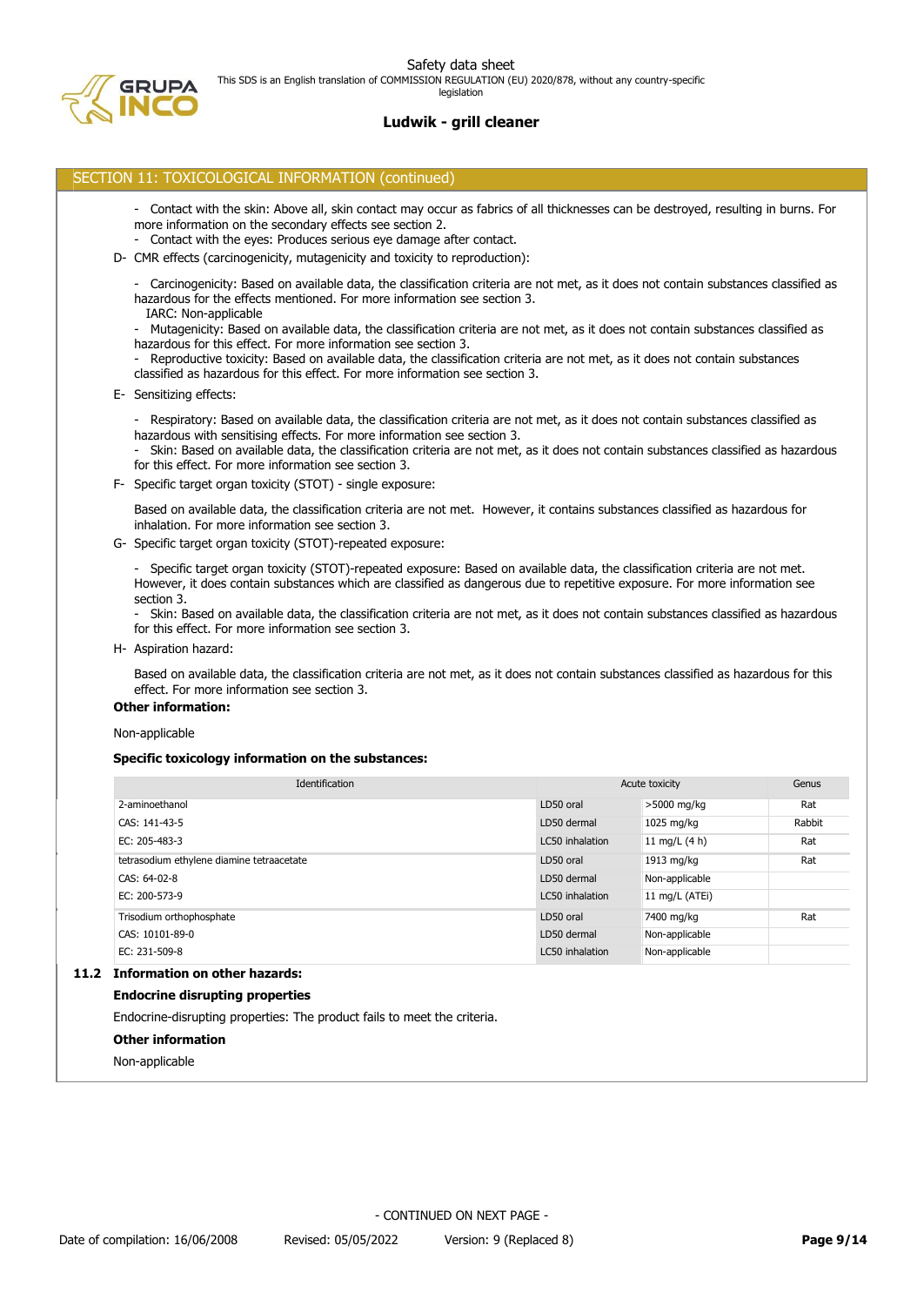## SECTION 11: TOXICOLOGICAL INFORMATION (continued)

- Contact with the skin: Above all, skin contact may occur as fabrics of all thicknesses can be destroyed, resulting in burns. For more information on the secondary effects see section 2.
- Contact with the eyes: Produces serious eye damage after contact.

D- CMR effects (carcinogenicity, mutagenicity and toxicity to reproduction):

- Carcinogenicity: Based on available data, the classification criteria are not met, as it does not contain substances classified as hazardous for the effects mentioned. For more information see section 3.
  IARC: Non-applicable
- Mutagenicity: Based on available data, the classification criteria are not met, as it does not contain substances classified as hazardous for this effect. For more information see section 3.
- Reproductive toxicity: Based on available data, the classification criteria are not met, as it does not contain substances classified as hazardous for this effect. For more information see section 3.

E- Sensitizing effects:

- Respiratory: Based on available data, the classification criteria are not met, as it does not contain substances classified as hazardous with sensitising effects. For more information see section 3.
- Skin: Based on available data, the classification criteria are not met, as it does not contain substances classified as hazardous for this effect. For more information see section 3.

F- Specific target organ toxicity (STOT) - single exposure:

Based on available data, the classification criteria are not met. However, it contains substances classified as hazardous for inhalation. For more information see section 3.

G- Specific target organ toxicity (STOT)-repeated exposure:

- Specific target organ toxicity (STOT)-repeated exposure: Based on available data, the classification criteria are not met. However, it does contain substances which are classified as dangerous due to repetitive exposure. For more information see section 3.
- Skin: Based on available data, the classification criteria are not met, as it does not contain substances classified as hazardous for this effect. For more information see section 3.

H- Aspiration hazard:

Based on available data, the classification criteria are not met, as it does not contain substances classified as hazardous for this effect. For more information see section 3.

**Other information:**

Non-applicable

**Specific toxicology information on the substances:**

| Identification | Acute toxicity | | Genus |
|---|---|---|---|
| 2-aminoethanol | LD50 oral | >5000 mg/kg | Rat |
| CAS: 141-43-5 | LD50 dermal | 1025 mg/kg | Rabbit |
| EC: 205-483-3 | LC50 inhalation | 11 mg/L (4 h) | Rat |
| tetrasodium ethylene diamine tetraacetate | LD50 oral | 1913 mg/kg | Rat |
| CAS: 64-02-8 | LD50 dermal | Non-applicable | |
| EC: 200-573-9 | LC50 inhalation | 11 mg/L (ATEi) | |
| Trisodium orthophosphate | LD50 oral | 7400 mg/kg | Rat |
| CAS: 10101-89-0 | LD50 dermal | Non-applicable | |
| EC: 231-509-8 | LC50 inhalation | Non-applicable | |

### 11.2 Information on other hazards:

**Endocrine disrupting properties**

Endocrine-disrupting properties: The product fails to meet the criteria.

**Other information**

Non-applicable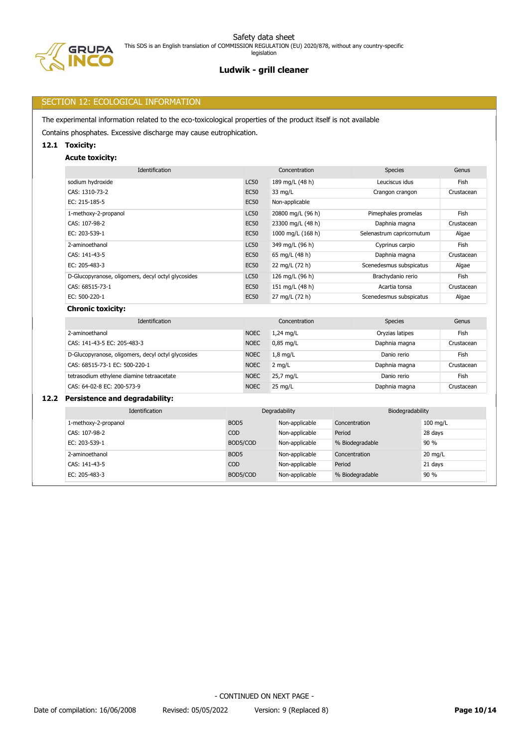## SECTION 12: ECOLOGICAL INFORMATION

The experimental information related to the eco-toxicological properties of the product itself is not available

Contains phosphates. Excessive discharge may cause eutrophication.

### 12.1 Toxicity:

**Acute toxicity:**

| Identification | | Concentration | Species | Genus |
|---|---|---|---|---|
| sodium hydroxide | LC50 | 189 mg/L (48 h) | Leuciscus idus | Fish |
| CAS: 1310-73-2 | EC50 | 33 mg/L | Crangon crangon | Crustacean |
| EC: 215-185-5 | EC50 | Non-applicable | | |
| 1-methoxy-2-propanol | LC50 | 20800 mg/L (96 h) | Pimephales promelas | Fish |
| CAS: 107-98-2 | EC50 | 23300 mg/L (48 h) | Daphnia magna | Crustacean |
| EC: 203-539-1 | EC50 | 1000 mg/L (168 h) | Selenastrum capricornutum | Algae |
| 2-aminoethanol | LC50 | 349 mg/L (96 h) | Cyprinus carpio | Fish |
| CAS: 141-43-5 | EC50 | 65 mg/L (48 h) | Daphnia magna | Crustacean |
| EC: 205-483-3 | EC50 | 22 mg/L (72 h) | Scenedesmus subspicatus | Algae |
| D-Glucopyranose, oligomers, decyl octyl glycosides | LC50 | 126 mg/L (96 h) | Brachydanio rerio | Fish |
| CAS: 68515-73-1 | EC50 | 151 mg/L (48 h) | Acartia tonsa | Crustacean |
| EC: 500-220-1 | EC50 | 27 mg/L (72 h) | Scenedesmus subspicatus | Algae |

**Chronic toxicity:**

| Identification | | Concentration | Species | Genus |
|---|---|---|---|---|
| 2-aminoethanol | NOEC | 1,24 mg/L | Oryzias latipes | Fish |
| CAS: 141-43-5 EC: 205-483-3 | NOEC | 0,85 mg/L | Daphnia magna | Crustacean |
| D-Glucopyranose, oligomers, decyl octyl glycosides | NOEC | 1,8 mg/L | Danio rerio | Fish |
| CAS: 68515-73-1 EC: 500-220-1 | NOEC | 2 mg/L | Daphnia magna | Crustacean |
| tetrasodium ethylene diamine tetraacetate | NOEC | 25,7 mg/L | Danio rerio | Fish |
| CAS: 64-02-8 EC: 200-573-9 | NOEC | 25 mg/L | Daphnia magna | Crustacean |

### 12.2 Persistence and degradability:

| Identification | Degradability | | Biodegradability | |
|---|---|---|---|---|
| 1-methoxy-2-propanol | BOD5 | Non-applicable | Concentration | 100 mg/L |
| CAS: 107-98-2 | COD | Non-applicable | Period | 28 days |
| EC: 203-539-1 | BOD5/COD | Non-applicable | % Biodegradable | 90 % |
| 2-aminoethanol | BOD5 | Non-applicable | Concentration | 20 mg/L |
| CAS: 141-43-5 | COD | Non-applicable | Period | 21 days |
| EC: 205-483-3 | BOD5/COD | Non-applicable | % Biodegradable | 90 % |

- CONTINUED ON NEXT PAGE -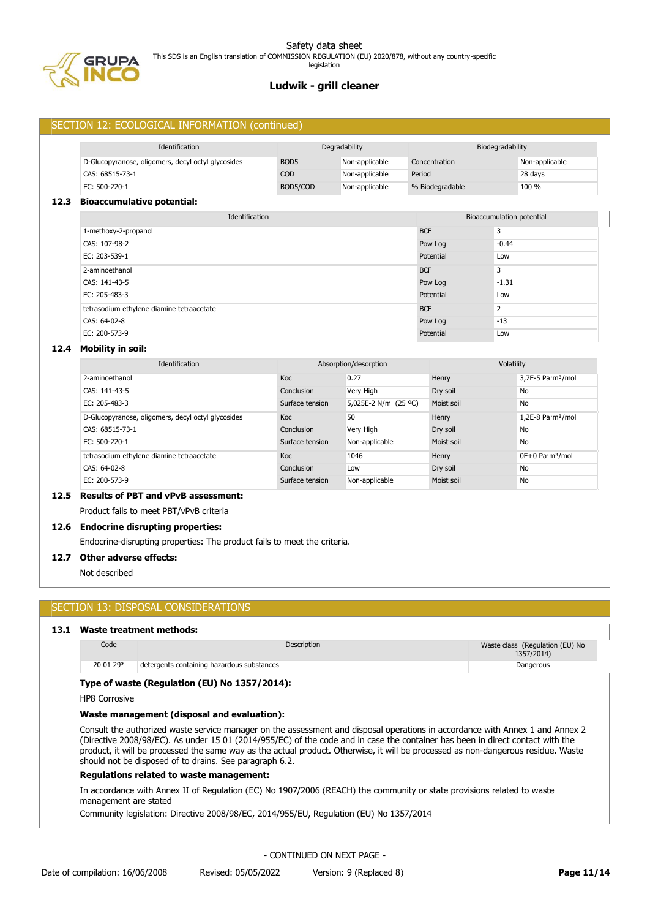## SECTION 12: ECOLOGICAL INFORMATION (continued)

| Identification | Degradability | | Biodegradability | |
|---|---|---|---|---|
| D-Glucopyranose, oligomers, decyl octyl glycosides | BOD5 | Non-applicable | Concentration | Non-applicable |
| CAS: 68515-73-1 | COD | Non-applicable | Period | 28 days |
| EC: 500-220-1 | BOD5/COD | Non-applicable | % Biodegradable | 100 % |

### 12.3 Bioaccumulative potential:

| Identification | Bioaccumulation potential | |
|---|---|---|
| 1-methoxy-2-propanol | BCF | 3 |
| CAS: 107-98-2 | Pow Log | -0.44 |
| EC: 203-539-1 | Potential | Low |
| 2-aminoethanol | BCF | 3 |
| CAS: 141-43-5 | Pow Log | -1.31 |
| EC: 205-483-3 | Potential | Low |
| tetrasodium ethylene diamine tetraacetate | BCF | 2 |
| CAS: 64-02-8 | Pow Log | -13 |
| EC: 200-573-9 | Potential | Low |

### 12.4 Mobility in soil:

| Identification | Absorption/desorption | | Volatility | |
|---|---|---|---|---|
| 2-aminoethanol | Koc | 0.27 | Henry | 3,7E-5 Pa·m³/mol |
| CAS: 141-43-5 | Conclusion | Very High | Dry soil | No |
| EC: 205-483-3 | Surface tension | 5,025E-2 N/m (25 ºC) | Moist soil | No |
| D-Glucopyranose, oligomers, decyl octyl glycosides | Koc | 50 | Henry | 1,2E-8 Pa·m³/mol |
| CAS: 68515-73-1 | Conclusion | Very High | Dry soil | No |
| EC: 500-220-1 | Surface tension | Non-applicable | Moist soil | No |
| tetrasodium ethylene diamine tetraacetate | Koc | 1046 | Henry | 0E+0 Pa·m³/mol |
| CAS: 64-02-8 | Conclusion | Low | Dry soil | No |
| EC: 200-573-9 | Surface tension | Non-applicable | Moist soil | No |

### 12.5 Results of PBT and vPvB assessment:

Product fails to meet PBT/vPvB criteria

### 12.6 Endocrine disrupting properties:

Endocrine-disrupting properties: The product fails to meet the criteria.

### 12.7 Other adverse effects:

Not described

## SECTION 13: DISPOSAL CONSIDERATIONS

### 13.1 Waste treatment methods:

| Code | Description | Waste class (Regulation (EU) No 1357/2014) |
|---|---|---|
| 20 01 29* | detergents containing hazardous substances | Dangerous |

**Type of waste (Regulation (EU) No 1357/2014):**

HP8 Corrosive

**Waste management (disposal and evaluation):**

Consult the authorized waste service manager on the assessment and disposal operations in accordance with Annex 1 and Annex 2 (Directive 2008/98/EC). As under 15 01 (2014/955/EC) of the code and in case the container has been in direct contact with the product, it will be processed the same way as the actual product. Otherwise, it will be processed as non-dangerous residue. Waste should not be disposed of to drains. See paragraph 6.2.

**Regulations related to waste management:**

In accordance with Annex II of Regulation (EC) No 1907/2006 (REACH) the community or state provisions related to waste management are stated

Community legislation: Directive 2008/98/EC, 2014/955/EU, Regulation (EU) No 1357/2014

- CONTINUED ON NEXT PAGE -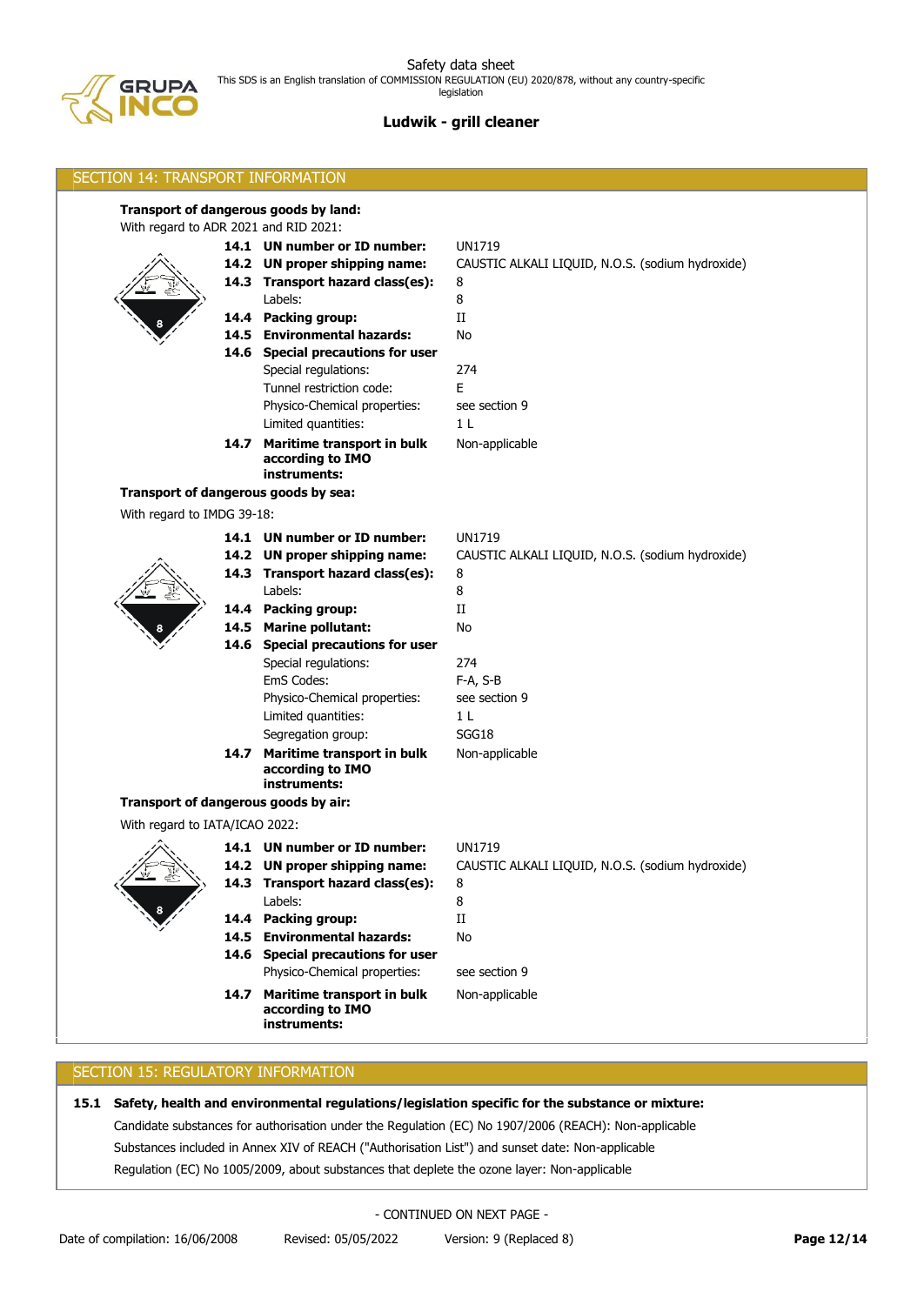## SECTION 14: TRANSPORT INFORMATION

**Transport of dangerous goods by land:**

With regard to ADR 2021 and RID 2021:

| | | |
|---|---|---|
| **14.1** | **UN number or ID number:** | UN1719 |
| **14.2** | **UN proper shipping name:** | CAUSTIC ALKALI LIQUID, N.O.S. (sodium hydroxide) |
| **14.3** | **Transport hazard class(es):** | 8 |
| | Labels: | 8 |
| **14.4** | **Packing group:** | II |
| **14.5** | **Environmental hazards:** | No |
| **14.6** | **Special precautions for user** | |
| | Special regulations: | 274 |
| | Tunnel restriction code: | E |
| | Physico-Chemical properties: | see section 9 |
| | Limited quantities: | 1 L |
| **14.7** | **Maritime transport in bulk according to IMO instruments:** | Non-applicable |

**Transport of dangerous goods by sea:**

With regard to IMDG 39-18:

| | | |
|---|---|---|
| **14.1** | **UN number or ID number:** | UN1719 |
| **14.2** | **UN proper shipping name:** | CAUSTIC ALKALI LIQUID, N.O.S. (sodium hydroxide) |
| **14.3** | **Transport hazard class(es):** | 8 |
| | Labels: | 8 |
| **14.4** | **Packing group:** | II |
| **14.5** | **Marine pollutant:** | No |
| **14.6** | **Special precautions for user** | |
| | Special regulations: | 274 |
| | EmS Codes: | F-A, S-B |
| | Physico-Chemical properties: | see section 9 |
| | Limited quantities: | 1 L |
| | Segregation group: | SGG18 |
| **14.7** | **Maritime transport in bulk according to IMO instruments:** | Non-applicable |

**Transport of dangerous goods by air:**

With regard to IATA/ICAO 2022:

| | | |
|---|---|---|
| **14.1** | **UN number or ID number:** | UN1719 |
| **14.2** | **UN proper shipping name:** | CAUSTIC ALKALI LIQUID, N.O.S. (sodium hydroxide) |
| **14.3** | **Transport hazard class(es):** | 8 |
| | Labels: | 8 |
| **14.4** | **Packing group:** | II |
| **14.5** | **Environmental hazards:** | No |
| **14.6** | **Special precautions for user** | |
| | Physico-Chemical properties: | see section 9 |
| **14.7** | **Maritime transport in bulk according to IMO instruments:** | Non-applicable |

## SECTION 15: REGULATORY INFORMATION

**15.1 Safety, health and environmental regulations/legislation specific for the substance or mixture:**

Candidate substances for authorisation under the Regulation (EC) No 1907/2006 (REACH): Non-applicable

Substances included in Annex XIV of REACH ("Authorisation List") and sunset date: Non-applicable

Regulation (EC) No 1005/2009, about substances that deplete the ozone layer: Non-applicable

- CONTINUED ON NEXT PAGE -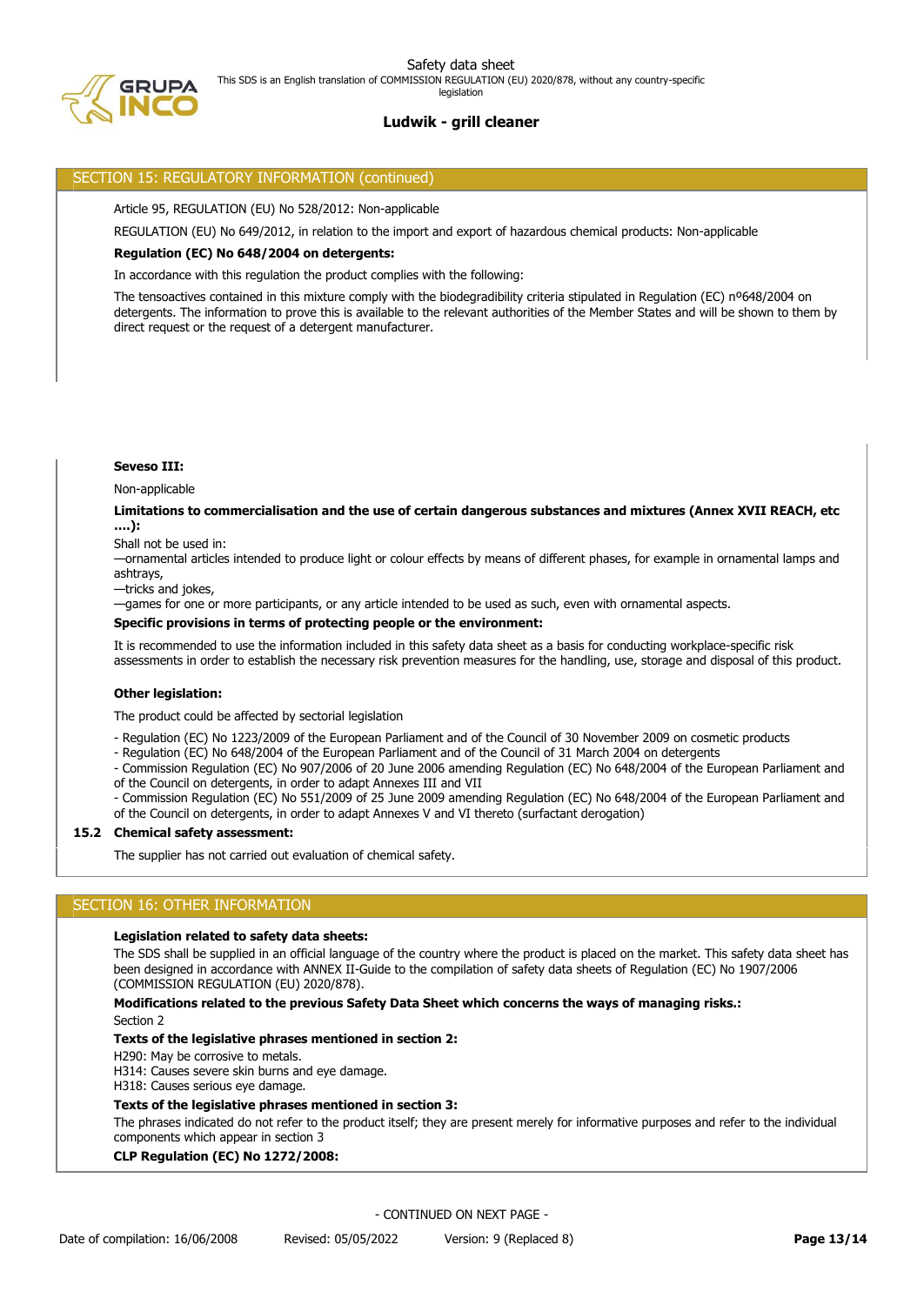## SECTION 15: REGULATORY INFORMATION (continued)

Article 95, REGULATION (EU) No 528/2012: Non-applicable

REGULATION (EU) No 649/2012, in relation to the import and export of hazardous chemical products: Non-applicable

**Regulation (EC) No 648/2004 on detergents:**

In accordance with this regulation the product complies with the following:

The tensoactives contained in this mixture comply with the biodegradibility criteria stipulated in Regulation (EC) nº648/2004 on detergents. The information to prove this is available to the relevant authorities of the Member States and will be shown to them by direct request or the request of a detergent manufacturer.

**Seveso III:**

Non-applicable

**Limitations to commercialisation and the use of certain dangerous substances and mixtures (Annex XVII REACH, etc ….):**

Shall not be used in:
—ornamental articles intended to produce light or colour effects by means of different phases, for example in ornamental lamps and ashtrays,
—tricks and jokes,
—games for one or more participants, or any article intended to be used as such, even with ornamental aspects.

**Specific provisions in terms of protecting people or the environment:**

It is recommended to use the information included in this safety data sheet as a basis for conducting workplace-specific risk assessments in order to establish the necessary risk prevention measures for the handling, use, storage and disposal of this product.

**Other legislation:**

The product could be affected by sectorial legislation

- Regulation (EC) No 1223/2009 of the European Parliament and of the Council of 30 November 2009 on cosmetic products
- Regulation (EC) No 648/2004 of the European Parliament and of the Council of 31 March 2004 on detergents
- Commission Regulation (EC) No 907/2006 of 20 June 2006 amending Regulation (EC) No 648/2004 of the European Parliament and of the Council on detergents, in order to adapt Annexes III and VII
- Commission Regulation (EC) No 551/2009 of 25 June 2009 amending Regulation (EC) No 648/2004 of the European Parliament and of the Council on detergents, in order to adapt Annexes V and VI thereto (surfactant derogation)

**15.2 Chemical safety assessment:**

The supplier has not carried out evaluation of chemical safety.

## SECTION 16: OTHER INFORMATION

**Legislation related to safety data sheets:**

The SDS shall be supplied in an official language of the country where the product is placed on the market. This safety data sheet has been designed in accordance with ANNEX II-Guide to the compilation of safety data sheets of Regulation (EC) No 1907/2006 (COMMISSION REGULATION (EU) 2020/878).

**Modifications related to the previous Safety Data Sheet which concerns the ways of managing risks.:**

Section 2

**Texts of the legislative phrases mentioned in section 2:**

H290: May be corrosive to metals.
H314: Causes severe skin burns and eye damage.
H318: Causes serious eye damage.

**Texts of the legislative phrases mentioned in section 3:**

The phrases indicated do not refer to the product itself; they are present merely for informative purposes and refer to the individual components which appear in section 3

**CLP Regulation (EC) No 1272/2008:**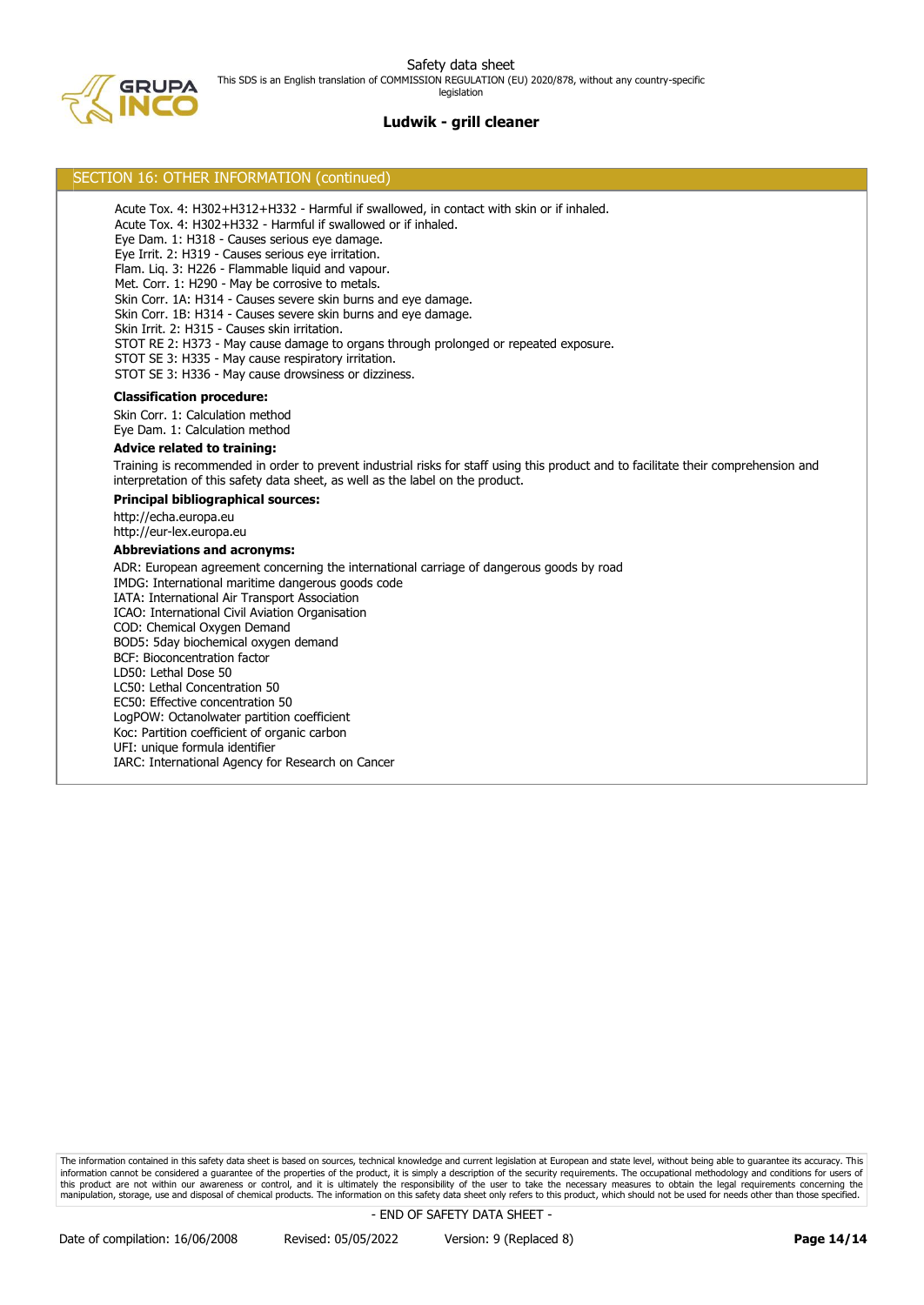## SECTION 16: OTHER INFORMATION (continued)

Acute Tox. 4: H302+H312+H332 - Harmful if swallowed, in contact with skin or if inhaled.
Acute Tox. 4: H302+H332 - Harmful if swallowed or if inhaled.
Eye Dam. 1: H318 - Causes serious eye damage.
Eye Irrit. 2: H319 - Causes serious eye irritation.
Flam. Liq. 3: H226 - Flammable liquid and vapour.
Met. Corr. 1: H290 - May be corrosive to metals.
Skin Corr. 1A: H314 - Causes severe skin burns and eye damage.
Skin Corr. 1B: H314 - Causes severe skin burns and eye damage.
Skin Irrit. 2: H315 - Causes skin irritation.
STOT RE 2: H373 - May cause damage to organs through prolonged or repeated exposure.
STOT SE 3: H335 - May cause respiratory irritation.
STOT SE 3: H336 - May cause drowsiness or dizziness.

**Classification procedure:**

Skin Corr. 1: Calculation method
Eye Dam. 1: Calculation method

**Advice related to training:**

Training is recommended in order to prevent industrial risks for staff using this product and to facilitate their comprehension and interpretation of this safety data sheet, as well as the label on the product.

**Principal bibliographical sources:**

http://echa.europa.eu
http://eur-lex.europa.eu

**Abbreviations and acronyms:**

ADR: European agreement concerning the international carriage of dangerous goods by road
IMDG: International maritime dangerous goods code
IATA: International Air Transport Association
ICAO: International Civil Aviation Organisation
COD: Chemical Oxygen Demand
BOD5: 5day biochemical oxygen demand
BCF: Bioconcentration factor
LD50: Lethal Dose 50
LC50: Lethal Concentration 50
EC50: Effective concentration 50
LogPOW: Octanolwater partition coefficient
Koc: Partition coefficient of organic carbon
UFI: unique formula identifier
IARC: International Agency for Research on Cancer

The information contained in this safety data sheet is based on sources, technical knowledge and current legislation at European and state level, without being able to guarantee its accuracy. This information cannot be considered a guarantee of the properties of the product, it is simply a description of the security requirements. The occupational methodology and conditions for users of this product are not within our awareness or control, and it is ultimately the responsibility of the user to take the necessary measures to obtain the legal requirements concerning the manipulation, storage, use and disposal of chemical products. The information on this safety data sheet only refers to this product, which should not be used for needs other than those specified.

- END OF SAFETY DATA SHEET -